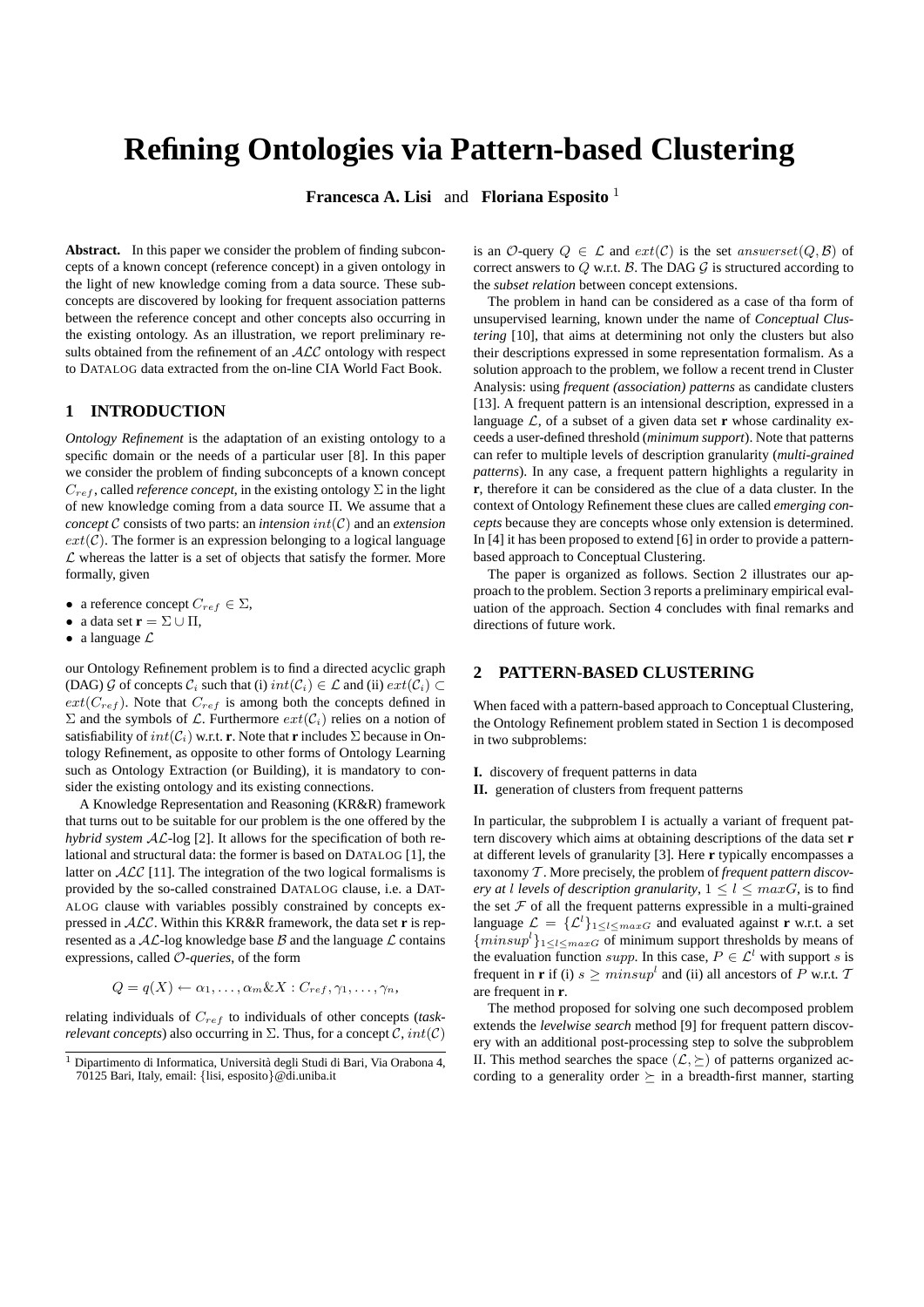# Refining Ontologies via Pattern-based Clustering

**Francesca A. Lisi** and **Floriana Esposito** [1]

**Abstract.** In this paper we consider the problem of finding subconcepts of a known concept (reference concept) in a given ontology in the light of new knowledge coming from a data source. These subconcepts are discovered by looking for frequent association patterns between the reference concept and other concepts also occurring in the existing ontology. As an illustration, we report preliminary results obtained from the refinement of an $\mathcal{ALC}$ ontology with respect to DATALOG data extracted from the on-line CIA World Fact Book.

## 1 INTRODUCTION

*Ontology Refinement* is the adaptation of an existing ontology to a specific domain or the needs of a particular user [8]. In this paper we consider the problem of finding subconcepts of a known concept $C_{ref}$, called *reference concept*, in the existing ontology $\Sigma$ in the light of new knowledge coming from a data source $\Pi$. We assume that a *concept* $\mathcal{C}$ consists of two parts: an *intension* $int(\mathcal{C})$ and an *extension* $ext(\mathcal{C})$. The former is an expression belonging to a logical language $\mathcal{L}$ whereas the latter is a set of objects that satisfy the former. More formally, given

- a reference concept $C_{ref} \in \Sigma$,
- a data set $\mathbf{r} = \Sigma \cup \Pi$,
- a language $\mathcal{L}$

our Ontology Refinement problem is to find a directed acyclic graph (DAG) $\mathcal{G}$ of concepts $\mathcal{C}_i$ such that (i) $int(\mathcal{C}_i) \in \mathcal{L}$ and (ii) $ext(\mathcal{C}_i) \subset ext(C_{ref})$. Note that $C_{ref}$ is among both the concepts defined in $\Sigma$ and the symbols of $\mathcal{L}$. Furthermore $ext(\mathcal{C}_i)$ relies on a notion of satisfiability of $int(\mathcal{C}_i)$ w.r.t. **r**. Note that **r** includes $\Sigma$ because in Ontology Refinement, as opposite to other forms of Ontology Learning such as Ontology Extraction (or Building), it is mandatory to consider the existing ontology and its existing connections.

A Knowledge Representation and Reasoning (KR&R) framework that turns out to be suitable for our problem is the one offered by the *hybrid system* $\mathcal{AL}$-log [2]. It allows for the specification of both relational and structural data: the former is based on DATALOG [1], the latter on $\mathcal{ALC}$ [11]. The integration of the two logical formalisms is provided by the so-called constrained DATALOG clause, i.e. a DATALOG clause with variables possibly constrained by concepts expressed in $\mathcal{ALC}$. Within this KR&R framework, the data set **r** is represented as a $\mathcal{AL}$-log knowledge base $\mathcal{B}$ and the language $\mathcal{L}$ contains expressions, called $\mathcal{O}$*-queries*, of the form

$$Q = q(X) \leftarrow \alpha_1, \ldots, \alpha_m \& X : C_{ref}, \gamma_1, \ldots, \gamma_n,$$

relating individuals of $C_{ref}$ to individuals of other concepts (*task-relevant concepts*) also occurring in $\Sigma$. Thus, for a concept $\mathcal{C}$, $int(\mathcal{C})$ is an $\mathcal{O}$-query $Q \in \mathcal{L}$ and $ext(\mathcal{C})$ is the set $answerset(Q, \mathcal{B})$ of correct answers to $Q$ w.r.t. $\mathcal{B}$. The DAG $\mathcal{G}$ is structured according to the *subset relation* between concept extensions.

The problem in hand can be considered as a case of tha form of unsupervised learning, known under the name of *Conceptual Clustering* [10], that aims at determining not only the clusters but also their descriptions expressed in some representation formalism. As a solution approach to the problem, we follow a recent trend in Cluster Analysis: using *frequent (association) patterns* as candidate clusters [13]. A frequent pattern is an intensional description, expressed in a language $\mathcal{L}$, of a subset of a given data set **r** whose cardinality exceeds a user-defined threshold (*minimum support*). Note that patterns can refer to multiple levels of description granularity (*multi-grained patterns*). In any case, a frequent pattern highlights a regularity in **r**, therefore it can be considered as the clue of a data cluster. In the context of Ontology Refinement these clues are called *emerging concepts* because they are concepts whose only extension is determined. In [4] it has been proposed to extend [6] in order to provide a pattern-based approach to Conceptual Clustering.

The paper is organized as follows. Section 2 illustrates our approach to the problem. Section 3 reports a preliminary empirical evaluation of the approach. Section 4 concludes with final remarks and directions of future work.

## 2 PATTERN-BASED CLUSTERING

When faced with a pattern-based approach to Conceptual Clustering, the Ontology Refinement problem stated in Section 1 is decomposed in two subproblems:

**I.** discovery of frequent patterns in data
**II.** generation of clusters from frequent patterns

In particular, the subproblem I is actually a variant of frequent pattern discovery which aims at obtaining descriptions of the data set **r** at different levels of granularity [3]. Here **r** typically encompasses a taxonomy $\mathcal{T}$. More precisely, the problem of *frequent pattern discovery at $l$ levels of description granularity*, $1 \leq l \leq maxG$, is to find the set $\mathcal{F}$ of all the frequent patterns expressible in a multi-grained language $\mathcal{L} = \{\mathcal{L}^l\}_{1 \leq l \leq maxG}$ and evaluated against **r** w.r.t. a set $\{minsup^l\}_{1 \leq l \leq maxG}$ of minimum support thresholds by means of the evaluation function $supp$. In this case, $P \in \mathcal{L}^l$ with support $s$ is frequent in **r** if (i) $s \geq minsup^l$ and (ii) all ancestors of $P$ w.r.t. $\mathcal{T}$ are frequent in **r**.

The method proposed for solving one such decomposed problem extends the *levelwise search* method [9] for frequent pattern discovery with an additional post-processing step to solve the subproblem II. This method searches the space $(\mathcal{L}, \succeq)$ of patterns organized according to a generality order $\succeq$ in a breadth-first manner, starting

[1] Dipartimento di Informatica, Università degli Studi di Bari, Via Orabona 4, 70125 Bari, Italy, email: {lisi, esposito}@di.uniba.it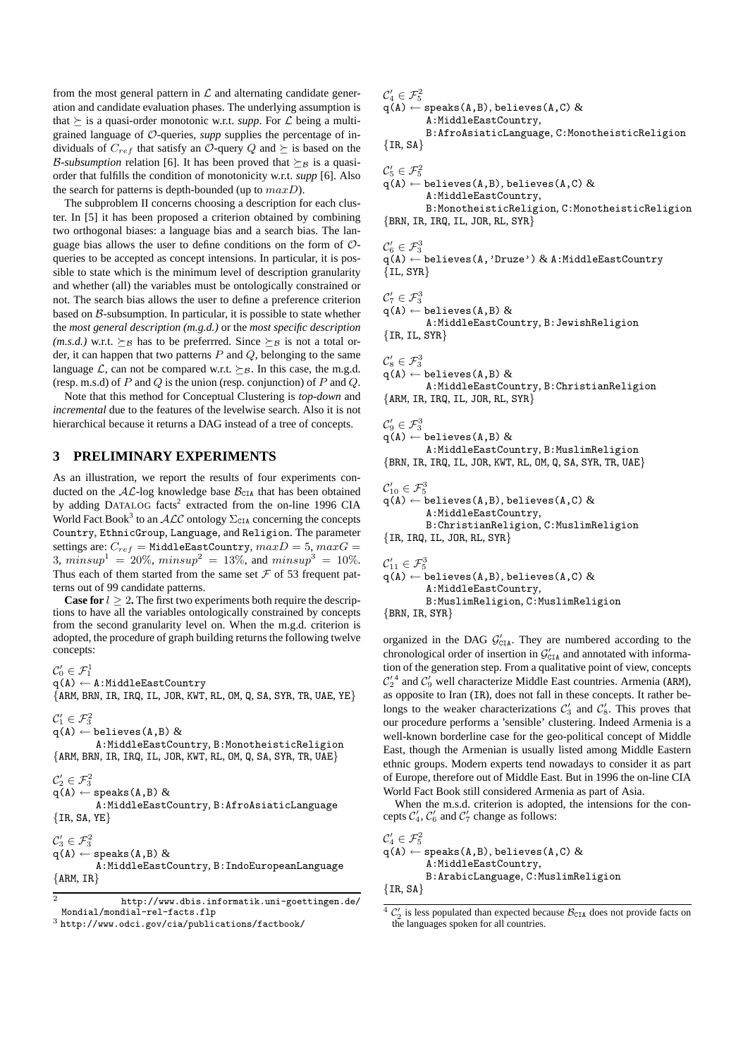from the most general pattern in $\mathcal{L}$ and alternating candidate generation and candidate evaluation phases. The underlying assumption is that $\succeq$ is a quasi-order monotonic w.r.t. *supp*. For $\mathcal{L}$ being a multi-grained language of $\mathcal{O}$-queries, *supp* supplies the percentage of individuals of $C_{ref}$ that satisfy an $\mathcal{O}$-query $Q$ and $\succeq$ is based on the $\mathcal{B}$*-subsumption* relation [6]. It has been proved that $\succeq_{\mathcal{B}}$ is a quasi-order that fulfills the condition of monotonicity w.r.t. *supp* [6]. Also the search for patterns is depth-bounded (up to $maxD$).

The subproblem II concerns choosing a description for each cluster. In [5] it has been proposed a criterion obtained by combining two orthogonal biases: a language bias and a search bias. The language bias allows the user to define conditions on the form of $\mathcal{O}$-queries to be accepted as concept intensions. In particular, it is possible to state which is the minimum level of description granularity and whether (all) the variables must be ontologically constrained or not. The search bias allows the user to define a preference criterion based on $\mathcal{B}$-subsumption. In particular, it is possible to state whether the *most general description (m.g.d.)* or the *most specific description (m.s.d.)* w.r.t. $\succeq_{\mathcal{B}}$ has to be preferrred. Since $\succeq_{\mathcal{B}}$ is not a total order, it can happen that two patterns $P$ and $Q$, belonging to the same language $\mathcal{L}$, can not be compared w.r.t. $\succeq_{\mathcal{B}}$. In this case, the m.g.d. (resp. m.s.d) of $P$ and $Q$ is the union (resp. conjunction) of $P$ and $Q$.

Note that this method for Conceptual Clustering is *top-down* and *incremental* due to the features of the levelwise search. Also it is not hierarchical because it returns a DAG instead of a tree of concepts.

## 3 PRELIMINARY EXPERIMENTS

As an illustration, we report the results of four experiments conducted on the $\mathcal{AL}$-log knowledge base $\mathcal{B}_{\texttt{CIA}}$ that has been obtained by adding DATALOG facts[2] extracted from the on-line 1996 CIA World Fact Book[3] to an $\mathcal{ALC}$ ontology $\Sigma_{\texttt{CIA}}$ concerning the concepts Country, EthnicGroup, Language, and Religion. The parameter settings are: $C_{ref}$ = MiddleEastCountry, $maxD = 5$, $maxG = 3$, $minsup^1 = 20\%$, $minsup^2 = 13\%$, and $minsup^3 = 10\%$. Thus each of them started from the same set $\mathcal{F}$ of 53 frequent patterns out of 99 candidate patterns.

**Case for $l \geq 2$.** The first two experiments both require the descriptions to have all the variables ontologically constrained by concepts from the second granularity level on. When the m.g.d. criterion is adopted, the procedure of graph building returns the following twelve concepts:

$\mathcal{C}'_0 \in \mathcal{F}^1_1$
q(A) ← A:MiddleEastCountry
{ARM, BRN, IR, IRQ, IL, JOR, KWT, RL, OM, Q, SA, SYR, TR, UAE, YE}

$\mathcal{C}'_1 \in \mathcal{F}^2_3$
q(A) ← believes(A,B) &
A:MiddleEastCountry, B:MonotheisticReligion
{ARM, BRN, IR, IRQ, IL, JOR, KWT, RL, OM, Q, SA, SYR, TR, UAE}

$\mathcal{C}'_2 \in \mathcal{F}^2_3$
q(A) ← speaks(A,B) &
A:MiddleEastCountry, B:AfroAsiaticLanguage
{IR, SA, YE}

$\mathcal{C}'_3 \in \mathcal{F}^2_3$
q(A) ← speaks(A,B) &
A:MiddleEastCountry, B:IndoEuropeanLanguage
{ARM, IR}

$\mathcal{C}'_4 \in \mathcal{F}^2_5$
q(A) ← speaks(A,B), believes(A,C) &
A:MiddleEastCountry,
B:AfroAsiaticLanguage, C:MonotheisticReligion
{IR, SA}

$\mathcal{C}'_5 \in \mathcal{F}^2_5$
q(A) ← believes(A,B), believes(A,C) &
A:MiddleEastCountry,
B:MonotheisticReligion, C:MonotheisticReligion
{BRN, IR, IRQ, IL, JOR, RL, SYR}

$\mathcal{C}'_6 \in \mathcal{F}^3_3$
q(A) ← believes(A,'Druze') & A:MiddleEastCountry
{IL, SYR}

$\mathcal{C}'_7 \in \mathcal{F}^3_3$
q(A) ← believes(A,B) &
A:MiddleEastCountry, B:JewishReligion
{IR, IL, SYR}

$\mathcal{C}'_8 \in \mathcal{F}^3_3$
q(A) ← believes(A,B) &
A:MiddleEastCountry, B:ChristianReligion
{ARM, IR, IRQ, IL, JOR, RL, SYR}

$\mathcal{C}'_9 \in \mathcal{F}^3_3$
q(A) ← believes(A,B) &
A:MiddleEastCountry, B:MuslimReligion
{BRN, IR, IRQ, IL, JOR, KWT, RL, OM, Q, SA, SYR, TR, UAE}

$\mathcal{C}'_{10} \in \mathcal{F}^3_5$
q(A) ← believes(A,B), believes(A,C) &
A:MiddleEastCountry,
B:ChristianReligion, C:MuslimReligion
{IR, IRQ, IL, JOR, RL, SYR}

$\mathcal{C}'_{11} \in \mathcal{F}^3_5$
q(A) ← believes(A,B), believes(A,C) &
A:MiddleEastCountry,
B:MuslimReligion, C:MuslimReligion
{BRN, IR, SYR}

organized in the DAG $\mathcal{G}'_{\texttt{CIA}}$. They are numbered according to the chronological order of insertion in $\mathcal{G}'_{\texttt{CIA}}$ and annotated with information of the generation step. From a qualitative point of view, concepts $\mathcal{C}'_2$[4] and $\mathcal{C}'_9$ well characterize Middle East countries. Armenia (ARM), as opposite to Iran (IR), does not fall in these concepts. It rather belongs to the weaker characterizations $\mathcal{C}'_3$ and $\mathcal{C}'_8$. This proves that our procedure performs a 'sensible' clustering. Indeed Armenia is a well-known borderline case for the geo-political concept of Middle East, though the Armenian is usually listed among Middle Eastern ethnic groups. Modern experts tend nowadays to consider it as part of Europe, therefore out of Middle East. But in 1996 the on-line CIA World Fact Book still considered Armenia as part of Asia.

When the m.s.d. criterion is adopted, the intensions for the concepts $\mathcal{C}'_4$, $\mathcal{C}'_6$ and $\mathcal{C}'_7$ change as follows:

$\mathcal{C}'_4 \in \mathcal{F}^2_5$
q(A) ← speaks(A,B), believes(A,C) &
A:MiddleEastCountry,
B:ArabicLanguage, C:MuslimReligion
{IR, SA}

---

[2] http://www.dbis.informatik.uni-goettingen.de/Mondial/mondial-rel-facts.flp

[3] http://www.odci.gov/cia/publications/factbook/

[4] $\mathcal{C}'_2$ is less populated than expected because $\mathcal{B}_{\texttt{CIA}}$ does not provide facts on the languages spoken for all countries.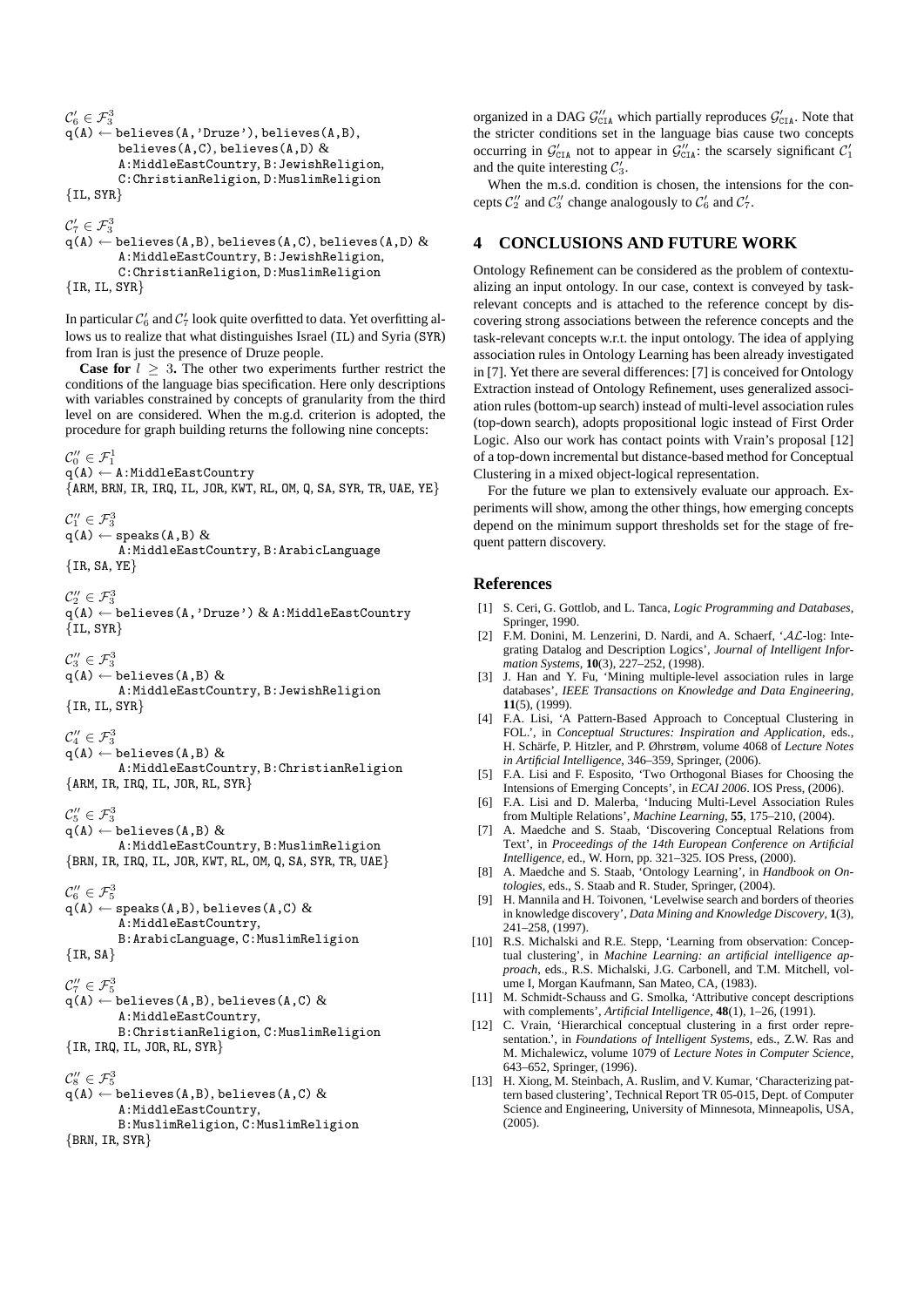$\mathcal{C}'_6 \in \mathcal{F}^3_3$
q(A) ← believes(A,'Druze'), believes(A,B), believes(A,C), believes(A,D) & A:MiddleEastCountry, B:JewishReligion, C:ChristianReligion, D:MuslimReligion
{IL, SYR}

$\mathcal{C}'_7 \in \mathcal{F}^3_3$
q(A) ← believes(A,B), believes(A,C), believes(A,D) & A:MiddleEastCountry, B:JewishReligion, C:ChristianReligion, D:MuslimReligion
{IR, IL, SYR}

In particular $\mathcal{C}'_6$ and $\mathcal{C}'_7$ look quite overfitted to data. Yet overfitting allows us to realize that what distinguishes Israel (IL) and Syria (SYR) from Iran is just the presence of Druze people.

**Case for** $l \geq 3$**.** The other two experiments further restrict the conditions of the language bias specification. Here only descriptions with variables constrained by concepts of granularity from the third level on are considered. When the m.g.d. criterion is adopted, the procedure for graph building returns the following nine concepts:

$\mathcal{C}''_0 \in \mathcal{F}^1_1$
q(A) ← A:MiddleEastCountry
{ARM, BRN, IR, IRQ, IL, JOR, KWT, RL, OM, Q, SA, SYR, TR, UAE, YE}

$\mathcal{C}''_1 \in \mathcal{F}^3_3$
q(A) ← speaks(A,B) & A:MiddleEastCountry, B:ArabicLanguage
{IR, SA, YE}

$\mathcal{C}''_2 \in \mathcal{F}^3_3$
q(A) ← believes(A,'Druze') & A:MiddleEastCountry
{IL, SYR}

$\mathcal{C}''_3 \in \mathcal{F}^3_3$
q(A) ← believes(A,B) & A:MiddleEastCountry, B:JewishReligion
{IR, IL, SYR}

$\mathcal{C}''_4 \in \mathcal{F}^3_3$
q(A) ← believes(A,B) & A:MiddleEastCountry, B:ChristianReligion
{ARM, IR, IRQ, IL, JOR, RL, SYR}

$\mathcal{C}''_5 \in \mathcal{F}^3_3$
q(A) ← believes(A,B) & A:MiddleEastCountry, B:MuslimReligion
{BRN, IR, IRQ, IL, JOR, KWT, RL, OM, Q, SA, SYR, TR, UAE}

$\mathcal{C}''_6 \in \mathcal{F}^3_5$
q(A) ← speaks(A,B), believes(A,C) & A:MiddleEastCountry, B:ArabicLanguage, C:MuslimReligion
{IR, SA}

$\mathcal{C}''_7 \in \mathcal{F}^3_5$
q(A) ← believes(A,B), believes(A,C) & A:MiddleEastCountry, B:ChristianReligion, C:MuslimReligion
{IR, IRQ, IL, JOR, RL, SYR}

$\mathcal{C}''_8 \in \mathcal{F}^3_5$
q(A) ← believes(A,B), believes(A,C) & A:MiddleEastCountry, B:MuslimReligion, C:MuslimReligion
{BRN, IR, SYR}

organized in a DAG $\mathcal{G}''_{\texttt{CIA}}$ which partially reproduces $\mathcal{G}'_{\texttt{CIA}}$. Note that the stricter conditions set in the language bias cause two concepts occurring in $\mathcal{G}'_{\texttt{CIA}}$ not to appear in $\mathcal{G}''_{\texttt{CIA}}$: the scarsely significant $\mathcal{C}'_1$ and the quite interesting $\mathcal{C}'_3$.

When the m.s.d. condition is chosen, the intensions for the concepts $\mathcal{C}''_2$ and $\mathcal{C}''_3$ change analogously to $\mathcal{C}'_6$ and $\mathcal{C}'_7$.

## 4 CONCLUSIONS AND FUTURE WORK

Ontology Refinement can be considered as the problem of contextualizing an input ontology. In our case, context is conveyed by task-relevant concepts and is attached to the reference concept by discovering strong associations between the reference concepts and the task-relevant concepts w.r.t. the input ontology. The idea of applying association rules in Ontology Learning has been already investigated in [7]. Yet there are several differences: [7] is conceived for Ontology Extraction instead of Ontology Refinement, uses generalized association rules (bottom-up search) instead of multi-level association rules (top-down search), adopts propositional logic instead of First Order Logic. Also our work has contact points with Vrain's proposal [12] of a top-down incremental but distance-based method for Conceptual Clustering in a mixed object-logical representation.

For the future we plan to extensively evaluate our approach. Experiments will show, among the other things, how emerging concepts depend on the minimum support thresholds set for the stage of frequent pattern discovery.

## References

[1] S. Ceri, G. Gottlob, and L. Tanca, *Logic Programming and Databases*, Springer, 1990.

[2] F.M. Donini, M. Lenzerini, D. Nardi, and A. Schaerf, '$\mathcal{AL}$-log: Integrating Datalog and Description Logics', *Journal of Intelligent Information Systems*, **10**(3), 227–252, (1998).

[3] J. Han and Y. Fu, 'Mining multiple-level association rules in large databases', *IEEE Transactions on Knowledge and Data Engineering*, **11**(5), (1999).

[4] F.A. Lisi, 'A Pattern-Based Approach to Conceptual Clustering in FOL.', in *Conceptual Structures: Inspiration and Application*, eds., H. Schärfe, P. Hitzler, and P. Øhrstrøm, volume 4068 of *Lecture Notes in Artificial Intelligence*, 346–359, Springer, (2006).

[5] F.A. Lisi and F. Esposito, 'Two Orthogonal Biases for Choosing the Intensions of Emerging Concepts', in *ECAI 2006*. IOS Press, (2006).

[6] F.A. Lisi and D. Malerba, 'Inducing Multi-Level Association Rules from Multiple Relations', *Machine Learning*, **55**, 175–210, (2004).

[7] A. Maedche and S. Staab, 'Discovering Conceptual Relations from Text', in *Proceedings of the 14th European Conference on Artificial Intelligence*, ed., W. Horn, pp. 321–325. IOS Press, (2000).

[8] A. Maedche and S. Staab, 'Ontology Learning', in *Handbook on Ontologies*, eds., S. Staab and R. Studer, Springer, (2004).

[9] H. Mannila and H. Toivonen, 'Levelwise search and borders of theories in knowledge discovery', *Data Mining and Knowledge Discovery*, **1**(3), 241–258, (1997).

[10] R.S. Michalski and R.E. Stepp, 'Learning from observation: Conceptual clustering', in *Machine Learning: an artificial intelligence approach*, eds., R.S. Michalski, J.G. Carbonell, and T.M. Mitchell, volume I, Morgan Kaufmann, San Mateo, CA, (1983).

[11] M. Schmidt-Schauss and G. Smolka, 'Attributive concept descriptions with complements', *Artificial Intelligence*, **48**(1), 1–26, (1991).

[12] C. Vrain, 'Hierarchical conceptual clustering in a first order representation.', in *Foundations of Intelligent Systems*, eds., Z.W. Ras and M. Michalewicz, volume 1079 of *Lecture Notes in Computer Science*, 643–652, Springer, (1996).

[13] H. Xiong, M. Steinbach, A. Ruslim, and V. Kumar, 'Characterizing pattern based clustering', Technical Report TR 05-015, Dept. of Computer Science and Engineering, University of Minnesota, Minneapolis, USA, (2005).